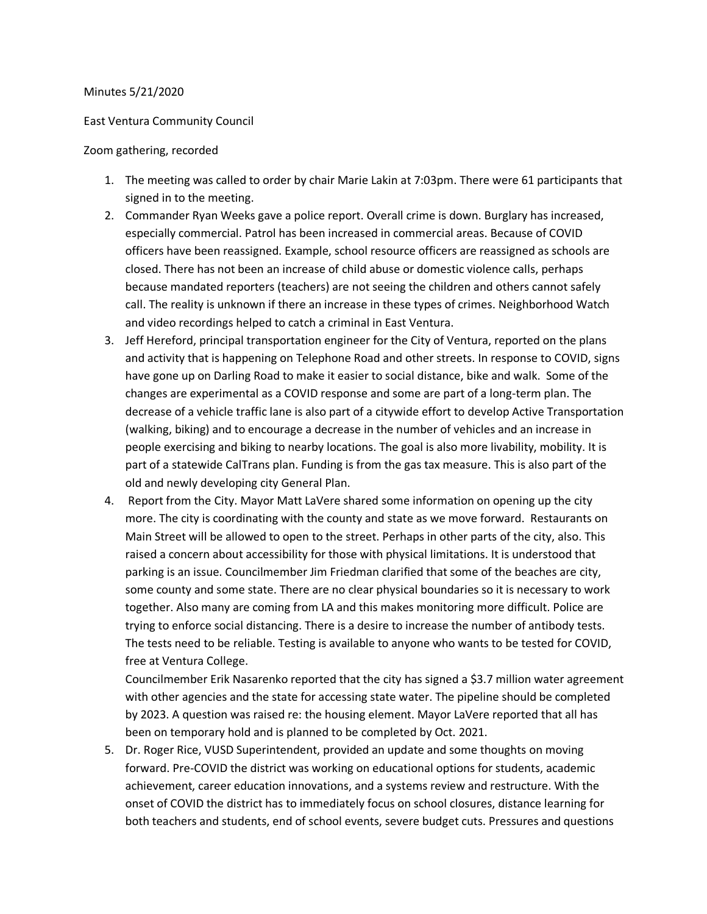Minutes 5/21/2020

East Ventura Community Council

Zoom gathering, recorded

1. The meeting was called to order by chair Marie Lakin at 7:03pm. There were 61 participants that signed in to the meeting.
2. Commander Ryan Weeks gave a police report. Overall crime is down. Burglary has increased, especially commercial. Patrol has been increased in commercial areas. Because of COVID officers have been reassigned. Example, school resource officers are reassigned as schools are closed. There has not been an increase of child abuse or domestic violence calls, perhaps because mandated reporters (teachers) are not seeing the children and others cannot safely call. The reality is unknown if there an increase in these types of crimes. Neighborhood Watch and video recordings helped to catch a criminal in East Ventura.
3. Jeff Hereford, principal transportation engineer for the City of Ventura, reported on the plans and activity that is happening on Telephone Road and other streets. In response to COVID, signs have gone up on Darling Road to make it easier to social distance, bike and walk. Some of the changes are experimental as a COVID response and some are part of a long-term plan. The decrease of a vehicle traffic lane is also part of a citywide effort to develop Active Transportation (walking, biking) and to encourage a decrease in the number of vehicles and an increase in people exercising and biking to nearby locations. The goal is also more livability, mobility. It is part of a statewide CalTrans plan. Funding is from the gas tax measure. This is also part of the old and newly developing city General Plan.
4. Report from the City. Mayor Matt LaVere shared some information on opening up the city more. The city is coordinating with the county and state as we move forward. Restaurants on Main Street will be allowed to open to the street. Perhaps in other parts of the city, also. This raised a concern about accessibility for those with physical limitations. It is understood that parking is an issue. Councilmember Jim Friedman clarified that some of the beaches are city, some county and some state. There are no clear physical boundaries so it is necessary to work together. Also many are coming from LA and this makes monitoring more difficult. Police are trying to enforce social distancing. There is a desire to increase the number of antibody tests. The tests need to be reliable. Testing is available to anyone who wants to be tested for COVID, free at Ventura College.

   Councilmember Erik Nasarenko reported that the city has signed a $3.7 million water agreement with other agencies and the state for accessing state water. The pipeline should be completed by 2023. A question was raised re: the housing element. Mayor LaVere reported that all has been on temporary hold and is planned to be completed by Oct. 2021.
5. Dr. Roger Rice, VUSD Superintendent, provided an update and some thoughts on moving forward. Pre-COVID the district was working on educational options for students, academic achievement, career education innovations, and a systems review and restructure. With the onset of COVID the district has to immediately focus on school closures, distance learning for both teachers and students, end of school events, severe budget cuts. Pressures and questions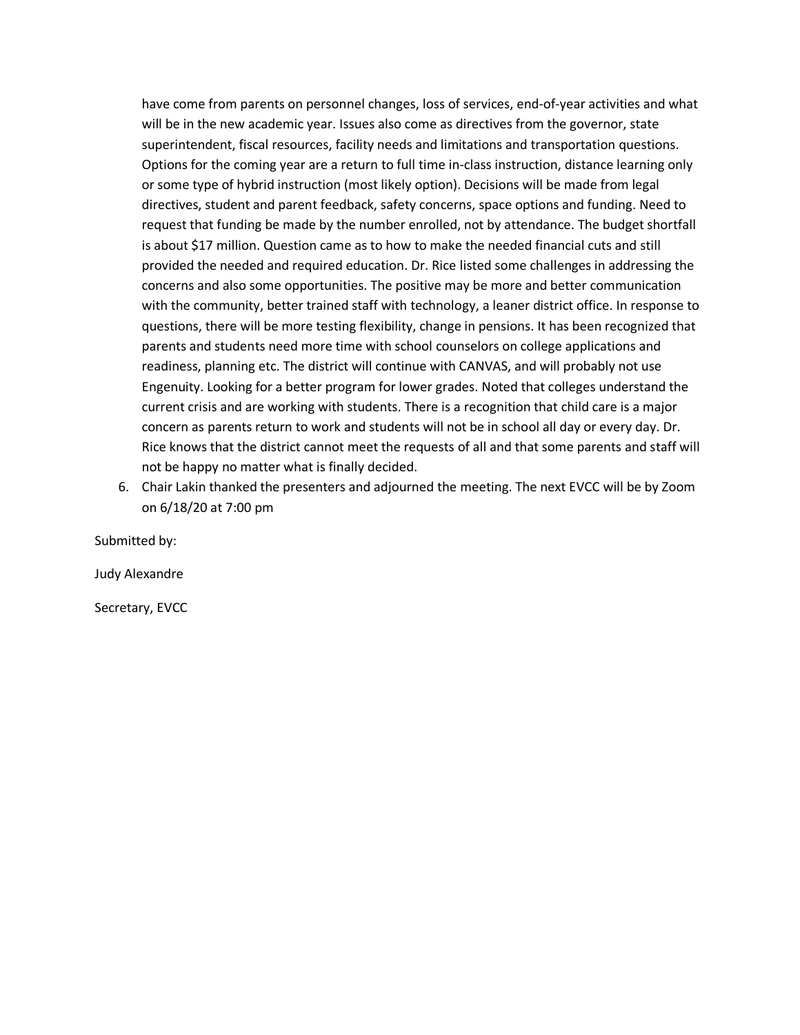have come from parents on personnel changes, loss of services, end-of-year activities and what will be in the new academic year. Issues also come as directives from the governor, state superintendent, fiscal resources, facility needs and limitations and transportation questions. Options for the coming year are a return to full time in-class instruction, distance learning only or some type of hybrid instruction (most likely option). Decisions will be made from legal directives, student and parent feedback, safety concerns, space options and funding. Need to request that funding be made by the number enrolled, not by attendance. The budget shortfall is about $17 million. Question came as to how to make the needed financial cuts and still provided the needed and required education. Dr. Rice listed some challenges in addressing the concerns and also some opportunities. The positive may be more and better communication with the community, better trained staff with technology, a leaner district office. In response to questions, there will be more testing flexibility, change in pensions. It has been recognized that parents and students need more time with school counselors on college applications and readiness, planning etc. The district will continue with CANVAS, and will probably not use Engenuity. Looking for a better program for lower grades. Noted that colleges understand the current crisis and are working with students. There is a recognition that child care is a major concern as parents return to work and students will not be in school all day or every day. Dr. Rice knows that the district cannot meet the requests of all and that some parents and staff will not be happy no matter what is finally decided.

6. Chair Lakin thanked the presenters and adjourned the meeting. The next EVCC will be by Zoom on 6/18/20 at 7:00 pm

Submitted by:

Judy Alexandre

Secretary, EVCC